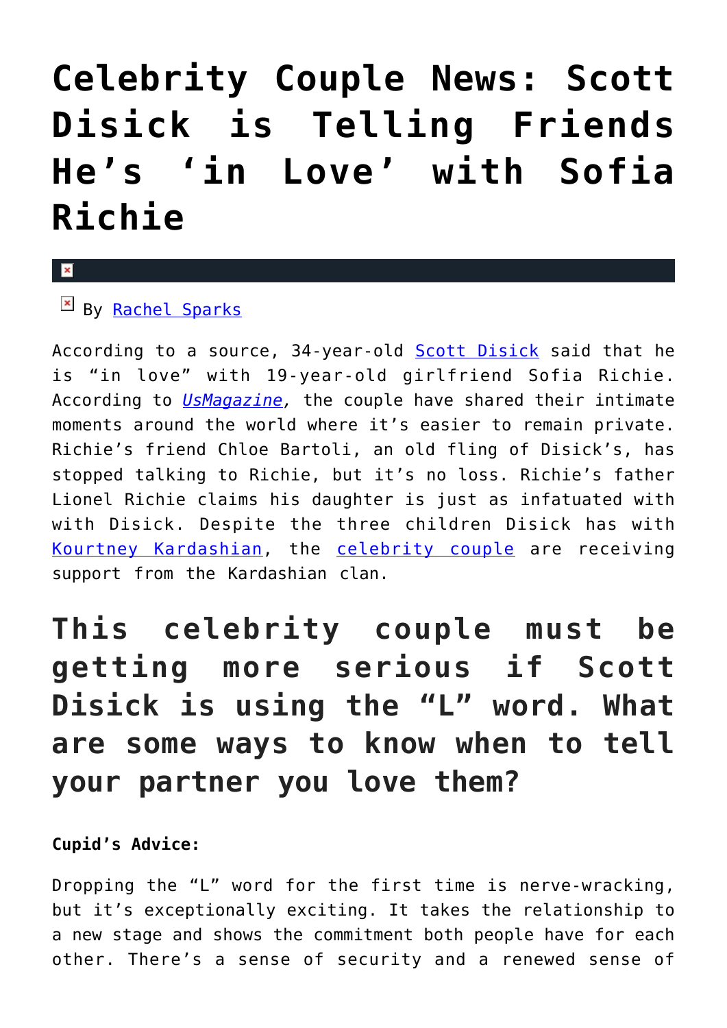# Celebrity Couple News: Scott Disick is Telling Friends He's 'in Love' with Sofia Richie

By Rachel Sparks

According to a source, 34-year-old Scott Disick said that he is "in love" with 19-year-old girlfriend Sofia Richie. According to *UsMagazine*, the couple have shared their intimate moments around the world where it's easier to remain private. Richie's friend Chloe Bartoli, an old fling of Disick's, has stopped talking to Richie, but it's no loss. Richie's father Lionel Richie claims his daughter is just as infatuated with with Disick. Despite the three children Disick has with Kourtney Kardashian, the celebrity couple are receiving support from the Kardashian clan.

## This celebrity couple must be getting more serious if Scott Disick is using the "L" word. What are some ways to know when to tell your partner you love them?

**Cupid's Advice:**

Dropping the "L" word for the first time is nerve-wracking, but it's exceptionally exciting. It takes the relationship to a new stage and shows the commitment both people have for each other. There's a sense of security and a renewed sense of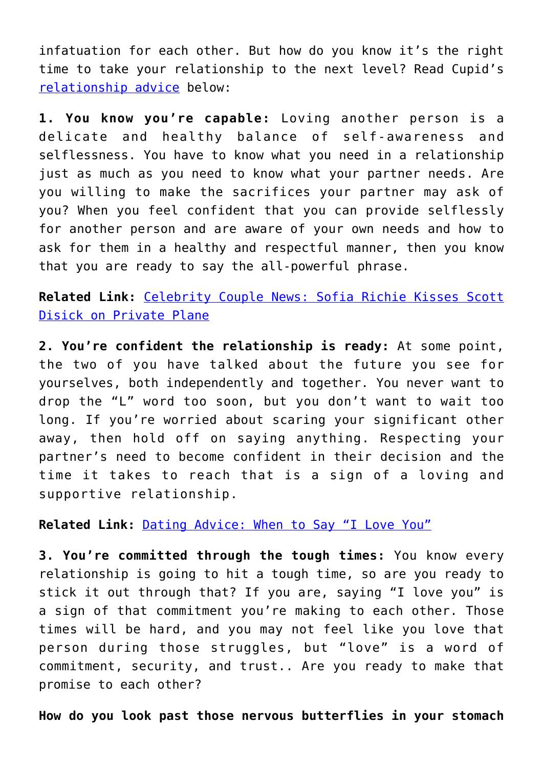infatuation for each other. But how do you know it's the right time to take your relationship to the next level? Read Cupid's [relationship advice](#) below:

**1. You know you're capable:** Loving another person is a delicate and healthy balance of self-awareness and selflessness. You have to know what you need in a relationship just as much as you need to know what your partner needs. Are you willing to make the sacrifices your partner may ask of you? When you feel confident that you can provide selflessly for another person and are aware of your own needs and how to ask for them in a healthy and respectful manner, then you know that you are ready to say the all-powerful phrase.

**Related Link:** [Celebrity Couple News: Sofia Richie Kisses Scott Disick on Private Plane](#)

**2. You're confident the relationship is ready:** At some point, the two of you have talked about the future you see for yourselves, both independently and together. You never want to drop the "L" word too soon, but you don't want to wait too long. If you're worried about scaring your significant other away, then hold off on saying anything. Respecting your partner's need to become confident in their decision and the time it takes to reach that is a sign of a loving and supportive relationship.

**Related Link:** [Dating Advice: When to Say "I Love You"](#)

**3. You're committed through the tough times:** You know every relationship is going to hit a tough time, so are you ready to stick it out through that? If you are, saying "I love you" is a sign of that commitment you're making to each other. Those times will be hard, and you may not feel like you love that person during those struggles, but "love" is a word of commitment, security, and trust.. Are you ready to make that promise to each other?

**How do you look past those nervous butterflies in your stomach**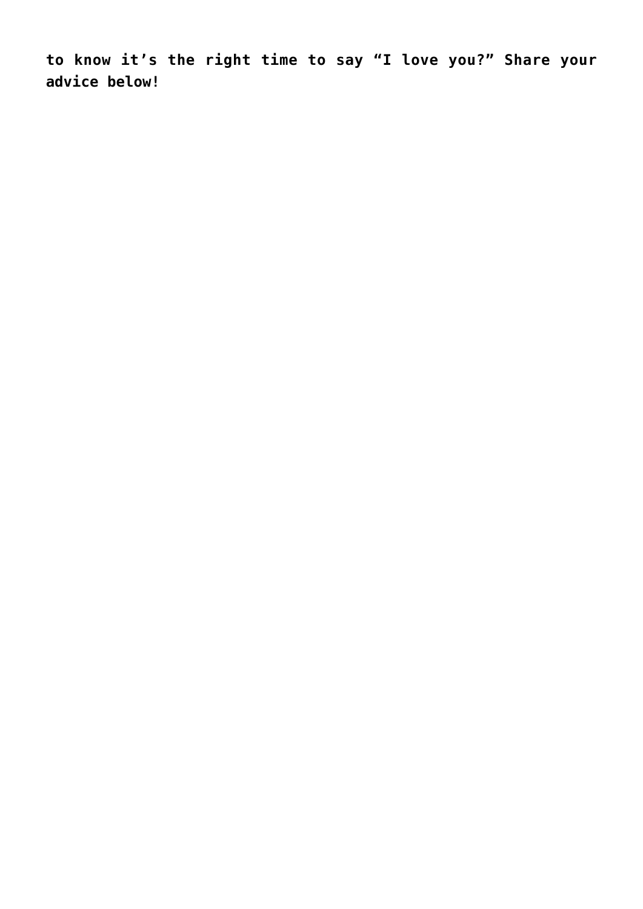**to know it's the right time to say "I love you?" Share your advice below!**